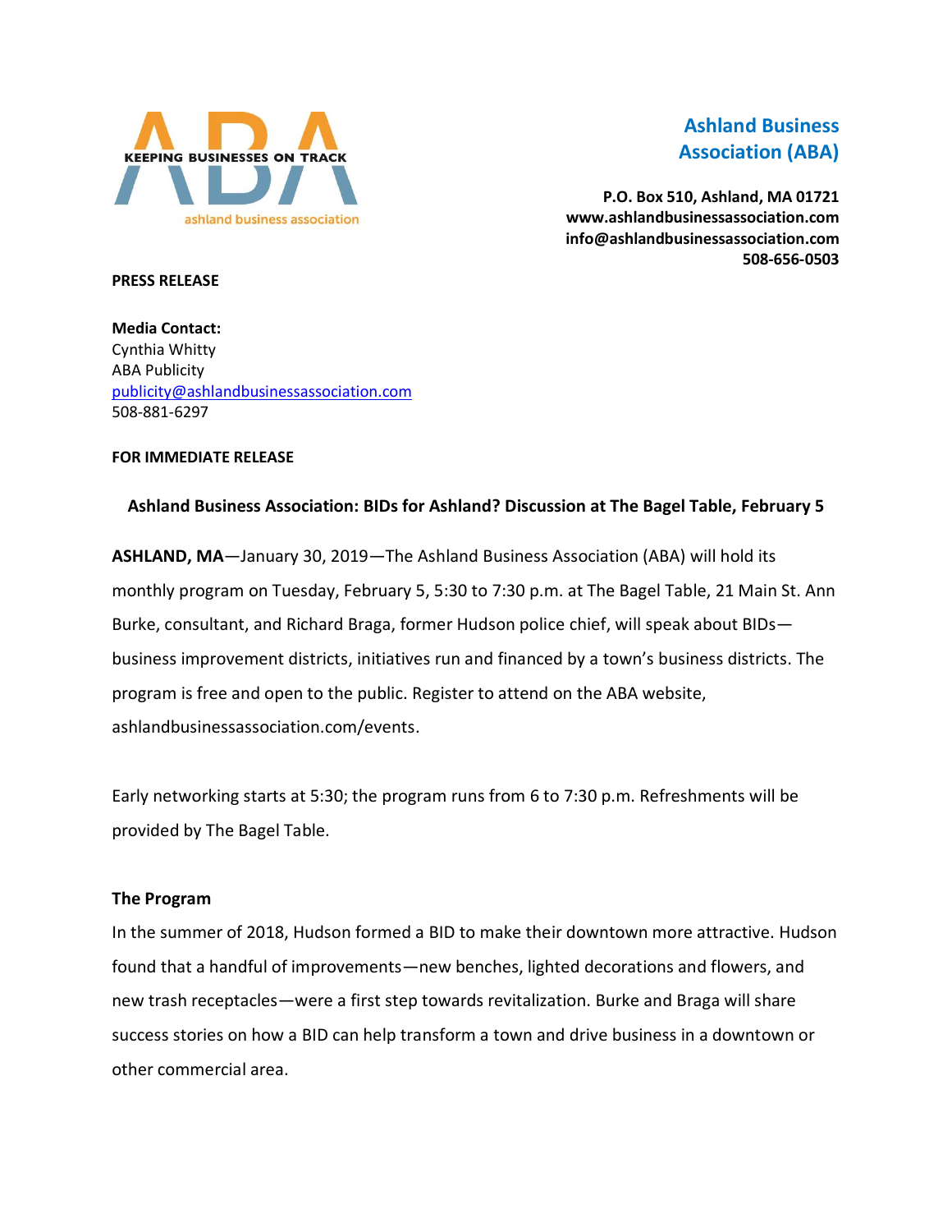KEEPING BUSINESSES ON TRACK

ashland business association

**Ashland Business Association (ABA)**

**P.O. Box 510, Ashland, MA 01721**
**www.ashlandbusinessassociation.com**
**info@ashlandbusinessassociation.com**
**508-656-0503**

**PRESS RELEASE**

**Media Contact:**
Cynthia Whitty
ABA Publicity
publicity@ashlandbusinessassociation.com
508-881-6297

**FOR IMMEDIATE RELEASE**

**Ashland Business Association: BIDs for Ashland? Discussion at The Bagel Table, February 5**

**ASHLAND, MA**—January 30, 2019—The Ashland Business Association (ABA) will hold its monthly program on Tuesday, February 5, 5:30 to 7:30 p.m. at The Bagel Table, 21 Main St. Ann Burke, consultant, and Richard Braga, former Hudson police chief, will speak about BIDs—business improvement districts, initiatives run and financed by a town's business districts. The program is free and open to the public. Register to attend on the ABA website, ashlandbusinessassociation.com/events.

Early networking starts at 5:30; the program runs from 6 to 7:30 p.m. Refreshments will be provided by The Bagel Table.

**The Program**

In the summer of 2018, Hudson formed a BID to make their downtown more attractive. Hudson found that a handful of improvements—new benches, lighted decorations and flowers, and new trash receptacles—were a first step towards revitalization. Burke and Braga will share success stories on how a BID can help transform a town and drive business in a downtown or other commercial area.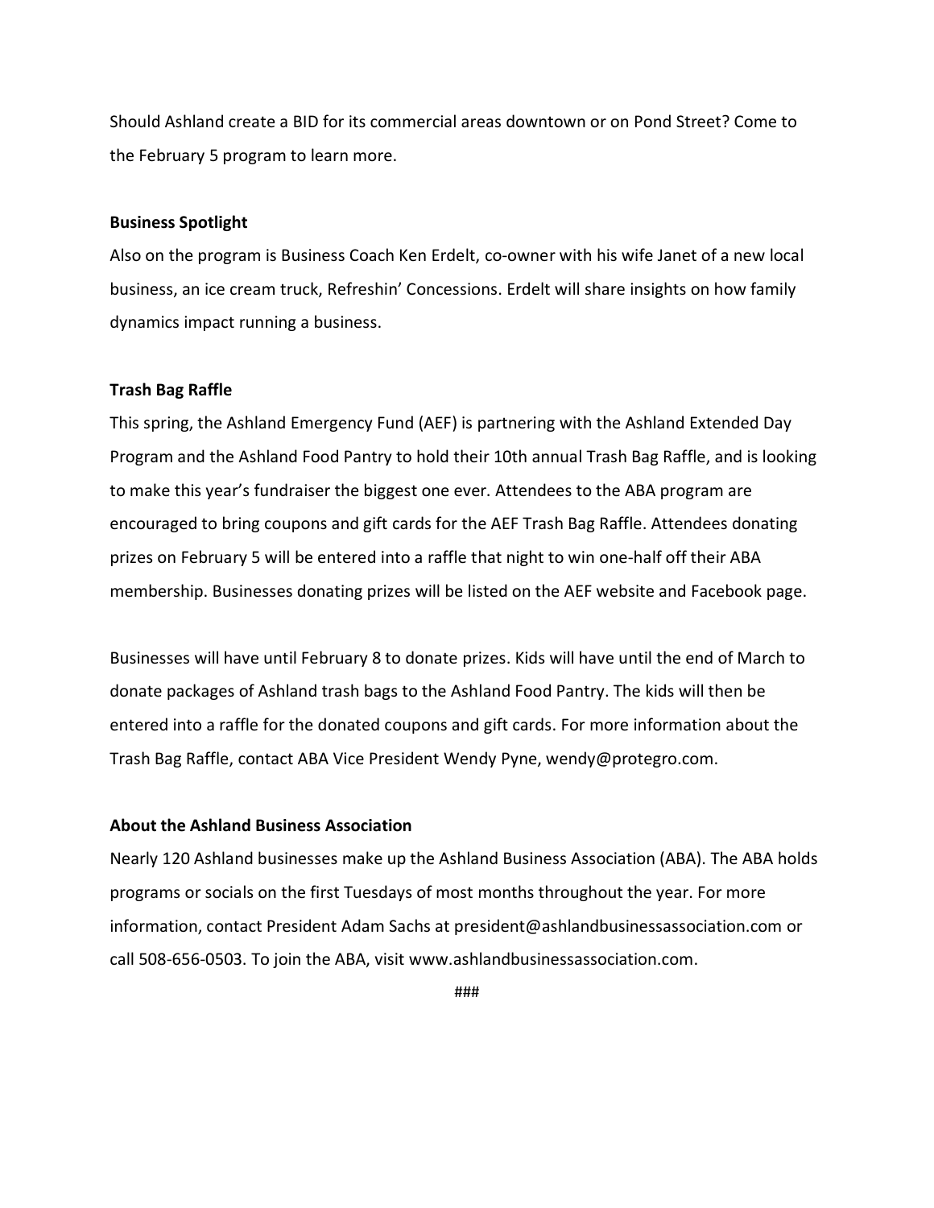Should Ashland create a BID for its commercial areas downtown or on Pond Street? Come to the February 5 program to learn more.

**Business Spotlight**

Also on the program is Business Coach Ken Erdelt, co-owner with his wife Janet of a new local business, an ice cream truck, Refreshin' Concessions. Erdelt will share insights on how family dynamics impact running a business.

**Trash Bag Raffle**

This spring, the Ashland Emergency Fund (AEF) is partnering with the Ashland Extended Day Program and the Ashland Food Pantry to hold their 10th annual Trash Bag Raffle, and is looking to make this year's fundraiser the biggest one ever. Attendees to the ABA program are encouraged to bring coupons and gift cards for the AEF Trash Bag Raffle. Attendees donating prizes on February 5 will be entered into a raffle that night to win one-half off their ABA membership. Businesses donating prizes will be listed on the AEF website and Facebook page.

Businesses will have until February 8 to donate prizes. Kids will have until the end of March to donate packages of Ashland trash bags to the Ashland Food Pantry. The kids will then be entered into a raffle for the donated coupons and gift cards. For more information about the Trash Bag Raffle, contact ABA Vice President Wendy Pyne, wendy@protegro.com.

**About the Ashland Business Association**

Nearly 120 Ashland businesses make up the Ashland Business Association (ABA). The ABA holds programs or socials on the first Tuesdays of most months throughout the year. For more information, contact President Adam Sachs at president@ashlandbusinessassociation.com or call 508-656-0503. To join the ABA, visit www.ashlandbusinessassociation.com.

###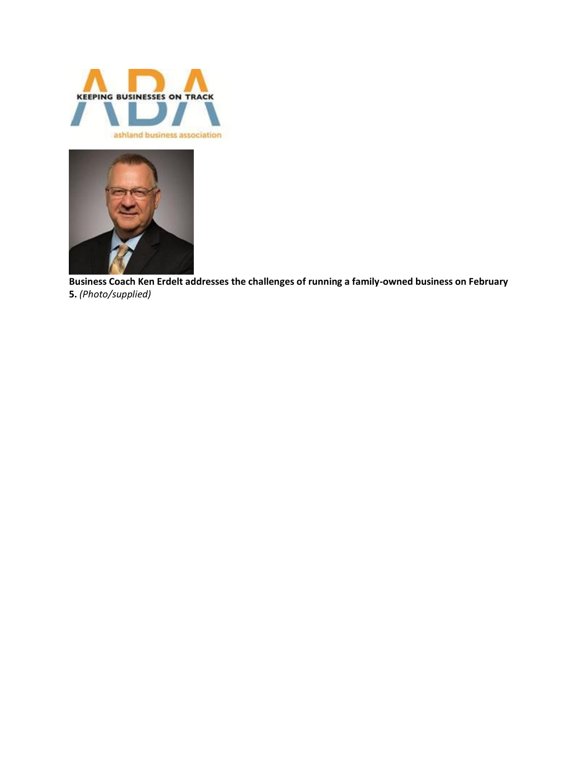**Business Coach Ken Erdelt addresses the challenges of running a family-owned business on February 5.** *(Photo/supplied)*